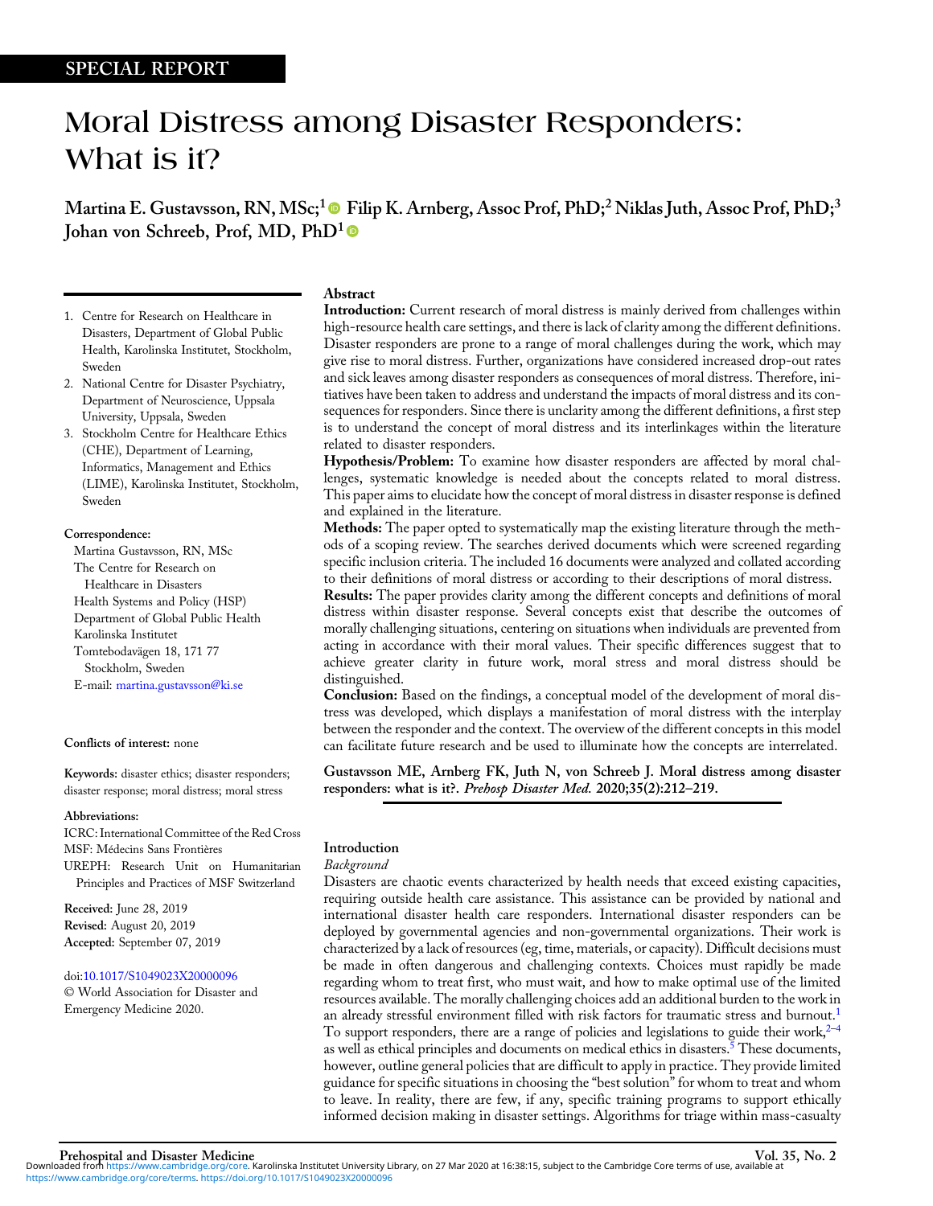SPECIAL REPORT

# Moral Distress among Disaster Responders: What is it?

**Martina E. Gustavsson, RN, MSc;[1] Filip K. Arnberg, Assoc Prof, PhD;[2] Niklas Juth, Assoc Prof, PhD;[3] Johan von Schreeb, Prof, MD, PhD[1]**

1. Centre for Research on Healthcare in Disasters, Department of Global Public Health, Karolinska Institutet, Stockholm, Sweden
2. National Centre for Disaster Psychiatry, Department of Neuroscience, Uppsala University, Uppsala, Sweden
3. Stockholm Centre for Healthcare Ethics (CHE), Department of Learning, Informatics, Management and Ethics (LIME), Karolinska Institutet, Stockholm, Sweden

**Correspondence:**

Martina Gustavsson, RN, MSc
The Centre for Research on Healthcare in Disasters
Health Systems and Policy (HSP)
Department of Global Public Health
Karolinska Institutet
Tomtebodavägen 18, 171 77
Stockholm, Sweden
E-mail: martina.gustavsson@ki.se

**Conflicts of interest:** none

**Keywords:** disaster ethics; disaster responders; disaster response; moral distress; moral stress

**Abbreviations:**

ICRC: International Committee of the Red Cross
MSF: Médecins Sans Frontières
UREPH: Research Unit on Humanitarian Principles and Practices of MSF Switzerland

**Received:** June 28, 2019
**Revised:** August 20, 2019
**Accepted:** September 07, 2019

doi:10.1017/S1049023X20000096

© World Association for Disaster and Emergency Medicine 2020.

## Abstract

**Introduction:** Current research of moral distress is mainly derived from challenges within high-resource health care settings, and there is lack of clarity among the different definitions. Disaster responders are prone to a range of moral challenges during the work, which may give rise to moral distress. Further, organizations have considered increased drop-out rates and sick leaves among disaster responders as consequences of moral distress. Therefore, initiatives have been taken to address and understand the impacts of moral distress and its consequences for responders. Since there is unclarity among the different definitions, a first step is to understand the concept of moral distress and its interlinkages within the literature related to disaster responders.

**Hypothesis/Problem:** To examine how disaster responders are affected by moral challenges, systematic knowledge is needed about the concepts related to moral distress. This paper aims to elucidate how the concept of moral distress in disaster response is defined and explained in the literature.

**Methods:** The paper opted to systematically map the existing literature through the methods of a scoping review. The searches derived documents which were screened regarding specific inclusion criteria. The included 16 documents were analyzed and collated according to their definitions of moral distress or according to their descriptions of moral distress.

**Results:** The paper provides clarity among the different concepts and definitions of moral distress within disaster response. Several concepts exist that describe the outcomes of morally challenging situations, centering on situations when individuals are prevented from acting in accordance with their moral values. Their specific differences suggest that to achieve greater clarity in future work, moral stress and moral distress should be distinguished.

**Conclusion:** Based on the findings, a conceptual model of the development of moral distress was developed, which displays a manifestation of moral distress with the interplay between the responder and the context. The overview of the different concepts in this model can facilitate future research and be used to illuminate how the concepts are interrelated.

**Gustavsson ME, Arnberg FK, Juth N, von Schreeb J. Moral distress among disaster responders: what is it?. *Prehosp Disaster Med.* 2020;35(2):212–219.**

## Introduction

### *Background*

Disasters are chaotic events characterized by health needs that exceed existing capacities, requiring outside health care assistance. This assistance can be provided by national and international disaster health care responders. International disaster responders can be deployed by governmental agencies and non-governmental organizations. Their work is characterized by a lack of resources (eg, time, materials, or capacity). Difficult decisions must be made in often dangerous and challenging contexts. Choices must rapidly be made regarding whom to treat first, who must wait, and how to make optimal use of the limited resources available. The morally challenging choices add an additional burden to the work in an already stressful environment filled with risk factors for traumatic stress and burnout.[1] To support responders, there are a range of policies and legislations to guide their work,[2–4] as well as ethical principles and documents on medical ethics in disasters.[5] These documents, however, outline general policies that are difficult to apply in practice. They provide limited guidance for specific situations in choosing the "best solution" for whom to treat and whom to leave. In reality, there are few, if any, specific training programs to support ethically informed decision making in disaster settings. Algorithms for triage within mass-casualty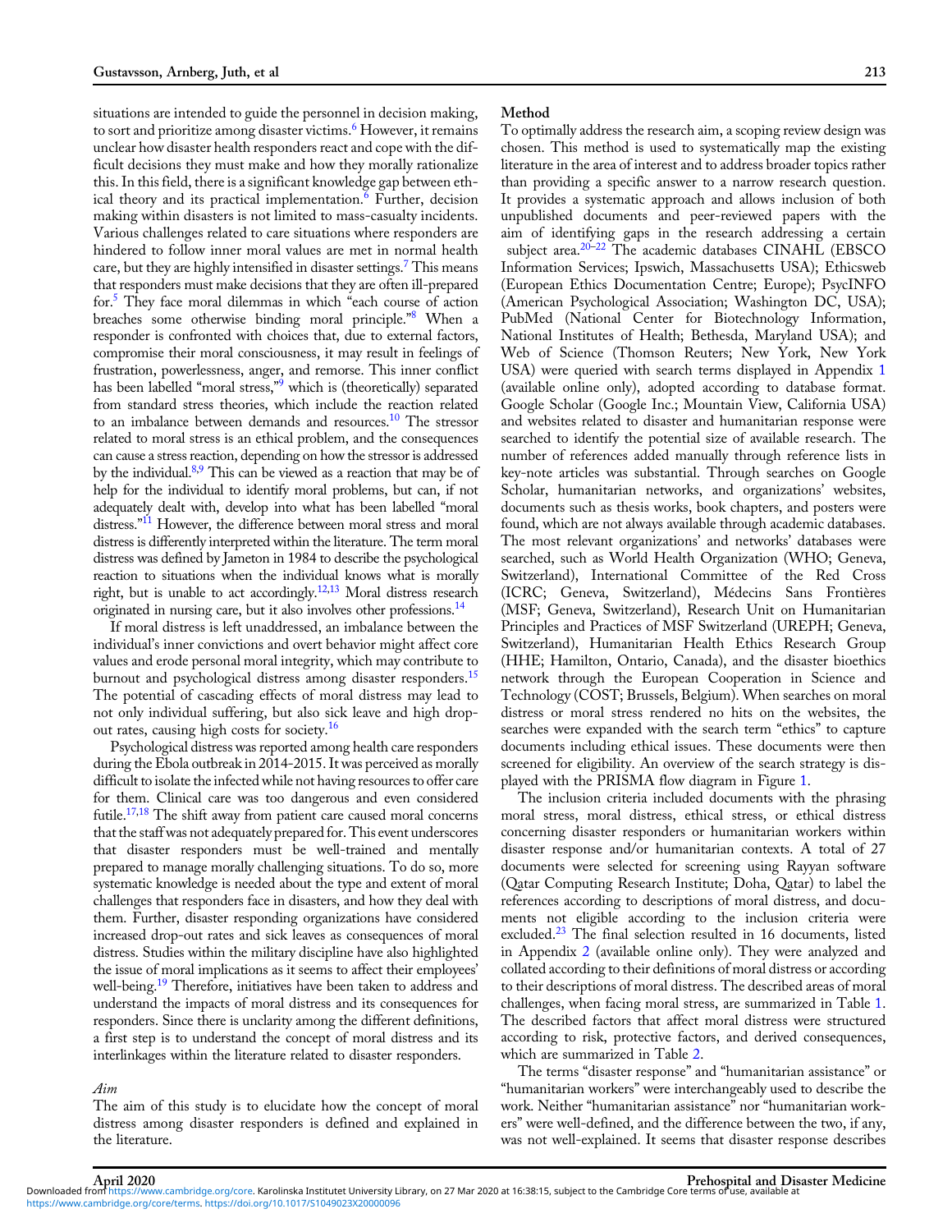situations are intended to guide the personnel in decision making, to sort and prioritize among disaster victims.[6] However, it remains unclear how disaster health responders react and cope with the difficult decisions they must make and how they morally rationalize this. In this field, there is a significant knowledge gap between ethical theory and its practical implementation.[6] Further, decision making within disasters is not limited to mass-casualty incidents. Various challenges related to care situations where responders are hindered to follow inner moral values are met in normal health care, but they are highly intensified in disaster settings.[7] This means that responders must make decisions that they are often ill-prepared for.[5] They face moral dilemmas in which "each course of action breaches some otherwise binding moral principle."[8] When a responder is confronted with choices that, due to external factors, compromise their moral consciousness, it may result in feelings of frustration, powerlessness, anger, and remorse. This inner conflict has been labelled "moral stress,"[9] which is (theoretically) separated from standard stress theories, which include the reaction related to an imbalance between demands and resources.[10] The stressor related to moral stress is an ethical problem, and the consequences can cause a stress reaction, depending on how the stressor is addressed by the individual.[8,9] This can be viewed as a reaction that may be of help for the individual to identify moral problems, but can, if not adequately dealt with, develop into what has been labelled "moral distress."[11] However, the difference between moral stress and moral distress is differently interpreted within the literature. The term moral distress was defined by Jameton in 1984 to describe the psychological reaction to situations when the individual knows what is morally right, but is unable to act accordingly.[12,13] Moral distress research originated in nursing care, but it also involves other professions.[14]

If moral distress is left unaddressed, an imbalance between the individual's inner convictions and overt behavior might affect core values and erode personal moral integrity, which may contribute to burnout and psychological distress among disaster responders.[15] The potential of cascading effects of moral distress may lead to not only individual suffering, but also sick leave and high drop-out rates, causing high costs for society.[16]

Psychological distress was reported among health care responders during the Ebola outbreak in 2014-2015. It was perceived as morally difficult to isolate the infected while not having resources to offer care for them. Clinical care was too dangerous and even considered futile.[17,18] The shift away from patient care caused moral concerns that the staff was not adequately prepared for. This event underscores that disaster responders must be well-trained and mentally prepared to manage morally challenging situations. To do so, more systematic knowledge is needed about the type and extent of moral challenges that responders face in disasters, and how they deal with them. Further, disaster responding organizations have considered increased drop-out rates and sick leaves as consequences of moral distress. Studies within the military discipline have also highlighted the issue of moral implications as it seems to affect their employees' well-being.[19] Therefore, initiatives have been taken to address and understand the impacts of moral distress and its consequences for responders. Since there is unclarity among the different definitions, a first step is to understand the concept of moral distress and its interlinkages within the literature related to disaster responders.

### *Aim*

The aim of this study is to elucidate how the concept of moral distress among disaster responders is defined and explained in the literature.

### Method

To optimally address the research aim, a scoping review design was chosen. This method is used to systematically map the existing literature in the area of interest and to address broader topics rather than providing a specific answer to a narrow research question. It provides a systematic approach and allows inclusion of both unpublished documents and peer-reviewed papers with the aim of identifying gaps in the research addressing a certain subject area.[20–22] The academic databases CINAHL (EBSCO Information Services; Ipswich, Massachusetts USA); Ethicsweb (European Ethics Documentation Centre; Europe); PsycINFO (American Psychological Association; Washington DC, USA); PubMed (National Center for Biotechnology Information, National Institutes of Health; Bethesda, Maryland USA); and Web of Science (Thomson Reuters; New York, New York USA) were queried with search terms displayed in Appendix 1 (available online only), adopted according to database format. Google Scholar (Google Inc.; Mountain View, California USA) and websites related to disaster and humanitarian response were searched to identify the potential size of available research. The number of references added manually through reference lists in key-note articles was substantial. Through searches on Google Scholar, humanitarian networks, and organizations' websites, documents such as thesis works, book chapters, and posters were found, which are not always available through academic databases. The most relevant organizations' and networks' databases were searched, such as World Health Organization (WHO; Geneva, Switzerland), International Committee of the Red Cross (ICRC; Geneva, Switzerland), Médecins Sans Frontières (MSF; Geneva, Switzerland), Research Unit on Humanitarian Principles and Practices of MSF Switzerland (UREPH; Geneva, Switzerland), Humanitarian Health Ethics Research Group (HHE; Hamilton, Ontario, Canada), and the disaster bioethics network through the European Cooperation in Science and Technology (COST; Brussels, Belgium). When searches on moral distress or moral stress rendered no hits on the websites, the searches were expanded with the search term "ethics" to capture documents including ethical issues. These documents were then screened for eligibility. An overview of the search strategy is displayed with the PRISMA flow diagram in Figure 1.

The inclusion criteria included documents with the phrasing moral stress, moral distress, ethical stress, or ethical distress concerning disaster responders or humanitarian workers within disaster response and/or humanitarian contexts. A total of 27 documents were selected for screening using Rayyan software (Qatar Computing Research Institute; Doha, Qatar) to label the references according to descriptions of moral distress, and documents not eligible according to the inclusion criteria were excluded.[23] The final selection resulted in 16 documents, listed in Appendix 2 (available online only). They were analyzed and collated according to their definitions of moral distress or according to their descriptions of moral distress. The described areas of moral challenges, when facing moral stress, are summarized in Table 1. The described factors that affect moral distress were structured according to risk, protective factors, and derived consequences, which are summarized in Table 2.

The terms "disaster response" and "humanitarian assistance" or "humanitarian workers" were interchangeably used to describe the work. Neither "humanitarian assistance" nor "humanitarian workers" were well-defined, and the difference between the two, if any, was not well-explained. It seems that disaster response describes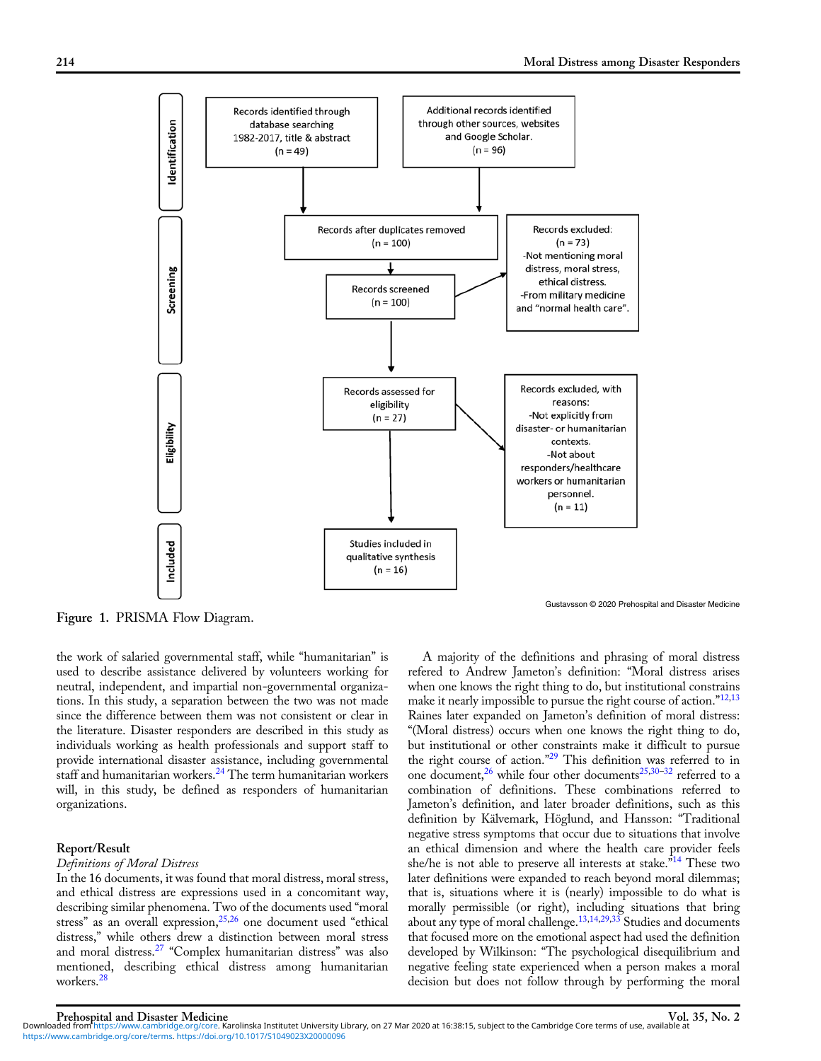**Identification**

- Records identified through database searching 1982-2017, title & abstract (n = 49)
- Additional records identified through other sources, websites and Google Scholar. (n = 96)

**Screening**

- Records after duplicates removed (n = 100)
- Records screened (n = 100)
- Records excluded: (n = 73) -Not mentioning moral distress, moral stress, ethical distress. -From military medicine and "normal health care".

**Eligibility**

- Records assessed for eligibility (n = 27)
- Records excluded, with reasons: -Not explicitly from disaster- or humanitarian contexts. -Not about responders/healthcare workers or humanitarian personnel. (n = 11)

**Included**

- Studies included in qualitative synthesis (n = 16)

Gustavsson © 2020 Prehospital and Disaster Medicine

**Figure 1.** PRISMA Flow Diagram.

the work of salaried governmental staff, while "humanitarian" is used to describe assistance delivered by volunteers working for neutral, independent, and impartial non-governmental organizations. In this study, a separation between the two was not made since the difference between them was not consistent or clear in the literature. Disaster responders are described in this study as individuals working as health professionals and support staff to provide international disaster assistance, including governmental staff and humanitarian workers.[24] The term humanitarian workers will, in this study, be defined as responders of humanitarian organizations.

## Report/Result

### *Definitions of Moral Distress*

In the 16 documents, it was found that moral distress, moral stress, and ethical distress are expressions used in a concomitant way, describing similar phenomena. Two of the documents used "moral stress" as an overall expression,[25,26] one document used "ethical distress," while others drew a distinction between moral stress and moral distress.[27] "Complex humanitarian distress" was also mentioned, describing ethical distress among humanitarian workers.[28]

A majority of the definitions and phrasing of moral distress refered to Andrew Jameton's definition: "Moral distress arises when one knows the right thing to do, but institutional constrains make it nearly impossible to pursue the right course of action."[12,13] Raines later expanded on Jameton's definition of moral distress: "(Moral distress) occurs when one knows the right thing to do, but institutional or other constraints make it difficult to pursue the right course of action."[29] This definition was referred to in one document,[26] while four other documents[25,30–32] referred to a combination of definitions. These combinations referred to Jameton's definition, and later broader definitions, such as this definition by Kälvemark, Höglund, and Hansson: "Traditional negative stress symptoms that occur due to situations that involve an ethical dimension and where the health care provider feels she/he is not able to preserve all interests at stake."[14] These two later definitions were expanded to reach beyond moral dilemmas; that is, situations where it is (nearly) impossible to do what is morally permissible (or right), including situations that bring about any type of moral challenge.[13,14,29,33] Studies and documents that focused more on the emotional aspect had used the definition developed by Wilkinson: "The psychological disequilibrium and negative feeling state experienced when a person makes a moral decision but does not follow through by performing the moral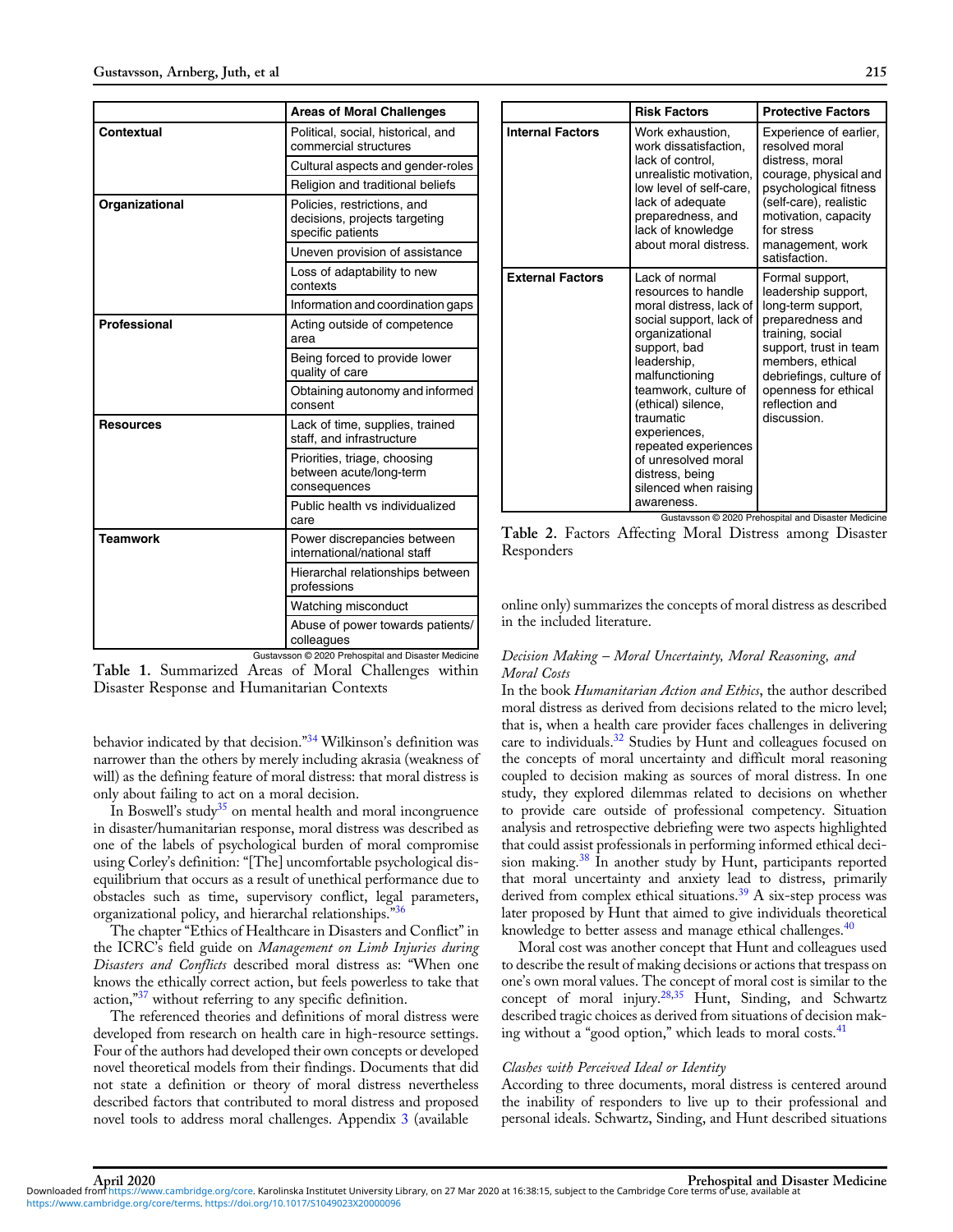| | Areas of Moral Challenges |
|---|---|
| **Contextual** | Political, social, historical, and commercial structures |
| | Cultural aspects and gender-roles |
| | Religion and traditional beliefs |
| **Organizational** | Policies, restrictions, and decisions, projects targeting specific patients |
| | Uneven provision of assistance |
| | Loss of adaptability to new contexts |
| | Information and coordination gaps |
| **Professional** | Acting outside of competence area |
| | Being forced to provide lower quality of care |
| | Obtaining autonomy and informed consent |
| **Resources** | Lack of time, supplies, trained staff, and infrastructure |
| | Priorities, triage, choosing between acute/long-term consequences |
| | Public health vs individualized care |
| **Teamwork** | Power discrepancies between international/national staff |
| | Hierarchical relationships between professions |
| | Watching misconduct |
| | Abuse of power towards patients/colleagues |

Gustavsson © 2020 Prehospital and Disaster Medicine

**Table 1.** Summarized Areas of Moral Challenges within Disaster Response and Humanitarian Contexts

behavior indicated by that decision."[34] Wilkinson's definition was narrower than the others by merely including akrasia (weakness of will) as the defining feature of moral distress: that moral distress is only about failing to act on a moral decision.

In Boswell's study[35] on mental health and moral incongruence in disaster/humanitarian response, moral distress was described as one of the labels of psychological burden of moral compromise using Corley's definition: "[The] uncomfortable psychological disequilibrium that occurs as a result of unethical performance due to obstacles such as time, supervisory conflict, legal parameters, organizational policy, and hierarchal relationships."[36]

The chapter "Ethics of Healthcare in Disasters and Conflict" in the ICRC's field guide on *Management on Limb Injuries during Disasters and Conflicts* described moral distress as: "When one knows the ethically correct action, but feels powerless to take that action,"[37] without referring to any specific definition.

The referenced theories and definitions of moral distress were developed from research on health care in high-resource settings. Four of the authors had developed their own concepts or developed novel theoretical models from their findings. Documents that did not state a definition or theory of moral distress nevertheless described factors that contributed to moral distress and proposed novel tools to address moral challenges. Appendix 3 (available online only) summarizes the concepts of moral distress as described in the included literature.

| | Risk Factors | Protective Factors |
|---|---|---|
| **Internal Factors** | Work exhaustion, work dissatisfaction, lack of control, unrealistic motivation, low level of self-care, lack of adequate preparedness, and lack of knowledge about moral distress. | Experience of earlier, resolved moral distress, moral courage, physical and psychological fitness (self-care), realistic motivation, capacity for stress management, work satisfaction. |
| **External Factors** | Lack of normal resources to handle moral distress, lack of social support, lack of organizational support, bad leadership, malfunctioning teamwork, culture of (ethical) silence, traumatic experiences, repeated experiences of unresolved moral distress, being silenced when raising awareness. | Formal support, leadership support, long-term support, preparedness and training, social support, trust in team members, ethical debriefings, culture of openness for ethical reflection and discussion. |

Gustavsson © 2020 Prehospital and Disaster Medicine

**Table 2.** Factors Affecting Moral Distress among Disaster Responders

*Decision Making – Moral Uncertainty, Moral Reasoning, and Moral Costs*

In the book *Humanitarian Action and Ethics*, the author described moral distress as derived from decisions related to the micro level; that is, when a health care provider faces challenges in delivering care to individuals.[32] Studies by Hunt and colleagues focused on the concepts of moral uncertainty and difficult moral reasoning coupled to decision making as sources of moral distress. In one study, they explored dilemmas related to decisions on whether to provide care outside of professional competency. Situation analysis and retrospective debriefing were two aspects highlighted that could assist professionals in performing informed ethical decision making.[38] In another study by Hunt, participants reported that moral uncertainty and anxiety lead to distress, primarily derived from complex ethical situations.[39] A six-step process was later proposed by Hunt that aimed to give individuals theoretical knowledge to better assess and manage ethical challenges.[40]

Moral cost was another concept that Hunt and colleagues used to describe the result of making decisions or actions that trespass on one's own moral values. The concept of moral cost is similar to the concept of moral injury.[28,35] Hunt, Sinding, and Schwartz described tragic choices as derived from situations of decision making without a "good option," which leads to moral costs.[41]

*Clashes with Perceived Ideal or Identity*

According to three documents, moral distress is centered around the inability of responders to live up to their professional and personal ideals. Schwartz, Sinding, and Hunt described situations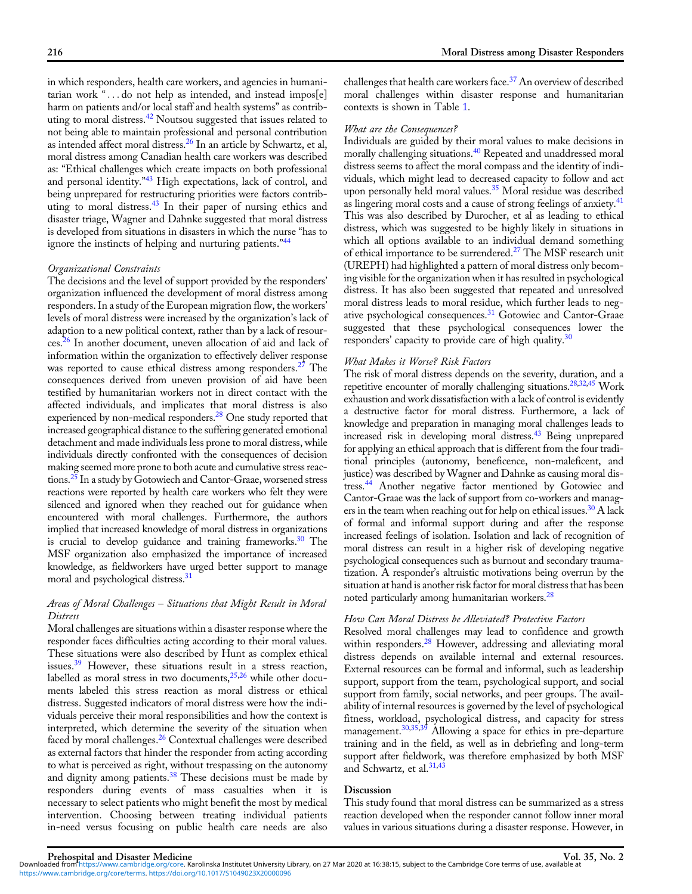in which responders, health care workers, and agencies in humanitarian work "…do not help as intended, and instead impos[e] harm on patients and/or local staff and health systems" as contributing to moral distress.[42] Noutsou suggested that issues related to not being able to maintain professional and personal contribution as intended affect moral distress.[26] In an article by Schwartz, et al, moral distress among Canadian health care workers was described as: "Ethical challenges which create impacts on both professional and personal identity."[43] High expectations, lack of control, and being unprepared for restructuring priorities were factors contributing to moral distress.[43] In their paper of nursing ethics and disaster triage, Wagner and Dahnke suggested that moral distress is developed from situations in disasters in which the nurse "has to ignore the instincts of helping and nurturing patients."[44]

*Organizational Constraints*

The decisions and the level of support provided by the responders' organization influenced the development of moral distress among responders. In a study of the European migration flow, the workers' levels of moral distress were increased by the organization's lack of adaption to a new political context, rather than by a lack of resources.[26] In another document, uneven allocation of aid and lack of information within the organization to effectively deliver response was reported to cause ethical distress among responders.[27] The consequences derived from uneven provision of aid have been testified by humanitarian workers not in direct contact with the affected individuals, and implicates that moral distress is also experienced by non-medical responders.[28] One study reported that increased geographical distance to the suffering generated emotional detachment and made individuals less prone to moral distress, while individuals directly confronted with the consequences of decision making seemed more prone to both acute and cumulative stress reactions.[25] In a study by Gotowiech and Cantor-Graae, worsened stress reactions were reported by health care workers who felt they were silenced and ignored when they reached out for guidance when encountered with moral challenges. Furthermore, the authors implied that increased knowledge of moral distress in organizations is crucial to develop guidance and training frameworks.[30] The MSF organization also emphasized the importance of increased knowledge, as fieldworkers have urged better support to manage moral and psychological distress.[31]

*Areas of Moral Challenges – Situations that Might Result in Moral Distress*

Moral challenges are situations within a disaster response where the responder faces difficulties acting according to their moral values. These situations were also described by Hunt as complex ethical issues.[39] However, these situations result in a stress reaction, labelled as moral stress in two documents,[25,26] while other documents labeled this stress reaction as moral distress or ethical distress. Suggested indicators of moral distress were how the individuals perceive their moral responsibilities and how the context is interpreted, which determine the severity of the situation when faced by moral challenges.[26] Contextual challenges were described as external factors that hinder the responder from acting according to what is perceived as right, without trespassing on the autonomy and dignity among patients.[38] These decisions must be made by responders during events of mass casualties when it is necessary to select patients who might benefit the most by medical intervention. Choosing between treating individual patients in-need versus focusing on public health care needs are also challenges that health care workers face.[37] An overview of described moral challenges within disaster response and humanitarian contexts is shown in Table 1.

*What are the Consequences?*

Individuals are guided by their moral values to make decisions in morally challenging situations.[40] Repeated and unaddressed moral distress seems to affect the moral compass and the identity of individuals, which might lead to decreased capacity to follow and act upon personally held moral values.[35] Moral residue was described as lingering moral costs and a cause of strong feelings of anxiety.[41] This was also described by Durocher, et al as leading to ethical distress, which was suggested to be highly likely in situations in which all options available to an individual demand something of ethical importance to be surrendered.[27] The MSF research unit (UREPH) had highlighted a pattern of moral distress only becoming visible for the organization when it has resulted in psychological distress. It has also been suggested that repeated and unresolved moral distress leads to moral residue, which further leads to negative psychological consequences.[31] Gotowiec and Cantor-Graae suggested that these psychological consequences lower the responders' capacity to provide care of high quality.[30]

*What Makes it Worse? Risk Factors*

The risk of moral distress depends on the severity, duration, and a repetitive encounter of morally challenging situations.[28,32,45] Work exhaustion and work dissatisfaction with a lack of control is evidently a destructive factor for moral distress. Furthermore, a lack of knowledge and preparation in managing moral challenges leads to increased risk in developing moral distress.[43] Being unprepared for applying an ethical approach that is different from the four traditional principles (autonomy, beneficence, non-maleficent, and justice) was described by Wagner and Dahnke as causing moral distress.[44] Another negative factor mentioned by Gotowiec and Cantor-Graae was the lack of support from co-workers and managers in the team when reaching out for help on ethical issues.[30] A lack of formal and informal support during and after the response increased feelings of isolation. Isolation and lack of recognition of moral distress can result in a higher risk of developing negative psychological consequences such as burnout and secondary traumatization. A responder's altruistic motivations being overrun by the situation at hand is another risk factor for moral distress that has been noted particularly among humanitarian workers.[28]

*How Can Moral Distress be Alleviated? Protective Factors*

Resolved moral challenges may lead to confidence and growth within responders.[28] However, addressing and alleviating moral distress depends on available internal and external resources. External resources can be formal and informal, such as leadership support, support from the team, psychological support, and social support from family, social networks, and peer groups. The availability of internal resources is governed by the level of psychological fitness, workload, psychological distress, and capacity for stress management.[30,35,39] Allowing a space for ethics in pre-departure training and in the field, as well as in debriefing and long-term support after fieldwork, was therefore emphasized by both MSF and Schwartz, et al.[31,43]

## Discussion

This study found that moral distress can be summarized as a stress reaction developed when the responder cannot follow inner moral values in various situations during a disaster response. However, in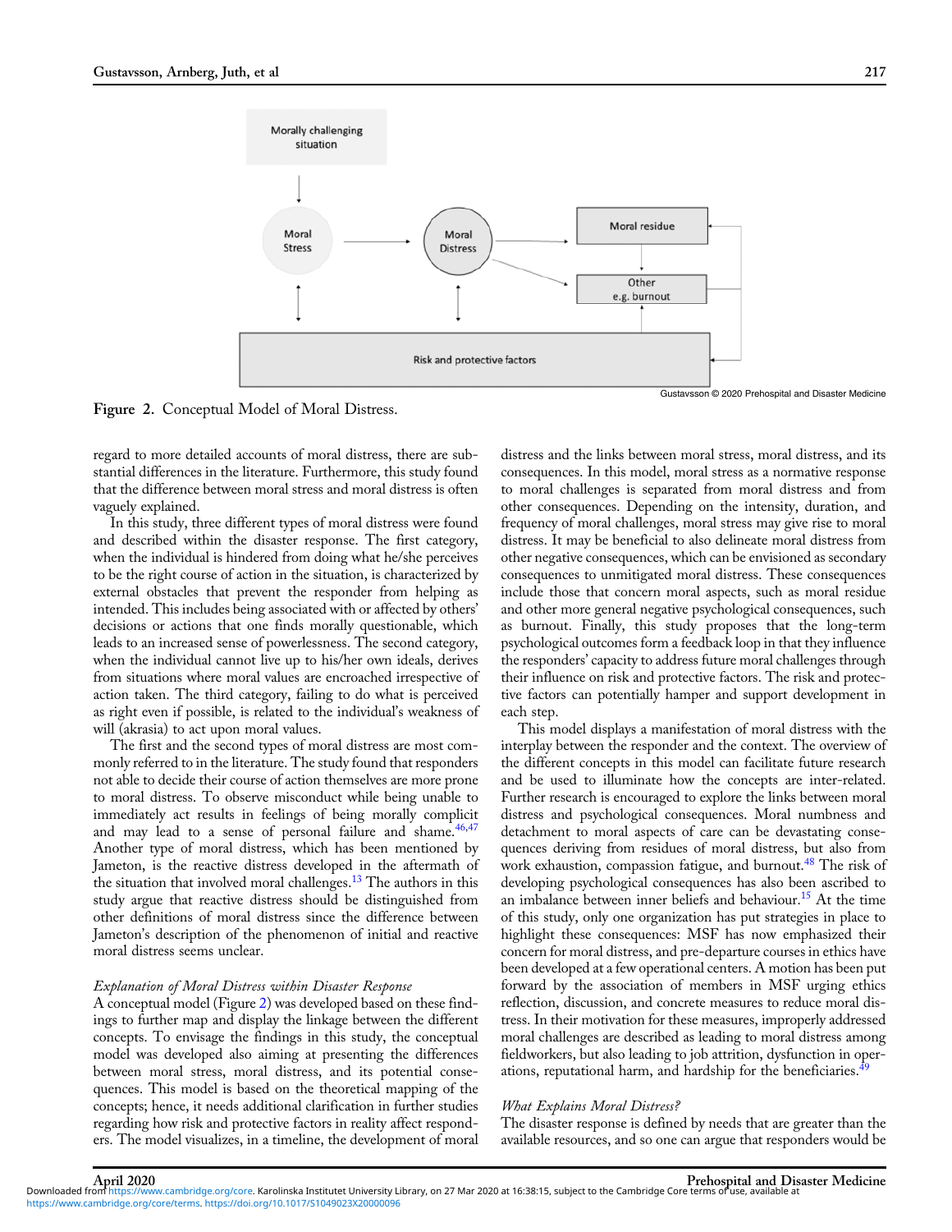Figure 2. Conceptual Model of Moral Distress.

regard to more detailed accounts of moral distress, there are substantial differences in the literature. Furthermore, this study found that the difference between moral stress and moral distress is often vaguely explained.

In this study, three different types of moral distress were found and described within the disaster response. The first category, when the individual is hindered from doing what he/she perceives to be the right course of action in the situation, is characterized by external obstacles that prevent the responder from helping as intended. This includes being associated with or affected by others' decisions or actions that one finds morally questionable, which leads to an increased sense of powerlessness. The second category, when the individual cannot live up to his/her own ideals, derives from situations where moral values are encroached irrespective of action taken. The third category, failing to do what is perceived as right even if possible, is related to the individual's weakness of will (akrasia) to act upon moral values.

The first and the second types of moral distress are most commonly referred to in the literature. The study found that responders not able to decide their course of action themselves are more prone to moral distress. To observe misconduct while being unable to immediately act results in feelings of being morally complicit and may lead to a sense of personal failure and shame.[46,47] Another type of moral distress, which has been mentioned by Jameton, is the reactive distress developed in the aftermath of the situation that involved moral challenges.[13] The authors in this study argue that reactive distress should be distinguished from other definitions of moral distress since the difference between Jameton's description of the phenomenon of initial and reactive moral distress seems unclear.

### *Explanation of Moral Distress within Disaster Response*

A conceptual model (Figure 2) was developed based on these findings to further map and display the linkage between the different concepts. To envisage the findings in this study, the conceptual model was developed also aiming at presenting the differences between moral stress, moral distress, and its potential consequences. This model is based on the theoretical mapping of the concepts; hence, it needs additional clarification in further studies regarding how risk and protective factors in reality affect responders. The model visualizes, in a timeline, the development of moral distress and the links between moral stress, moral distress, and its consequences. In this model, moral stress as a normative response to moral challenges is separated from moral distress and from other consequences. Depending on the intensity, duration, and frequency of moral challenges, moral stress may give rise to moral distress. It may be beneficial to also delineate moral distress from other negative consequences, which can be envisioned as secondary consequences to unmitigated moral distress. These consequences include those that concern moral aspects, such as moral residue and other more general negative psychological consequences, such as burnout. Finally, this study proposes that the long-term psychological outcomes form a feedback loop in that they influence the responders' capacity to address future moral challenges through their influence on risk and protective factors. The risk and protective factors can potentially hamper and support development in each step.

This model displays a manifestation of moral distress with the interplay between the responder and the context. The overview of the different concepts in this model can facilitate future research and be used to illuminate how the concepts are inter-related. Further research is encouraged to explore the links between moral distress and psychological consequences. Moral numbness and detachment to moral aspects of care can be devastating consequences deriving from residues of moral distress, but also from work exhaustion, compassion fatigue, and burnout.[48] The risk of developing psychological consequences has also been ascribed to an imbalance between inner beliefs and behaviour.[15] At the time of this study, only one organization has put strategies in place to highlight these consequences: MSF has now emphasized their concern for moral distress, and pre-departure courses in ethics have been developed at a few operational centers. A motion has been put forward by the association of members in MSF urging ethics reflection, discussion, and concrete measures to reduce moral distress. In their motivation for these measures, improperly addressed moral challenges are described as leading to moral distress among fieldworkers, but also leading to job attrition, dysfunction in operations, reputational harm, and hardship for the beneficiaries.[49]

### *What Explains Moral Distress?*

The disaster response is defined by needs that are greater than the available resources, and so one can argue that responders would be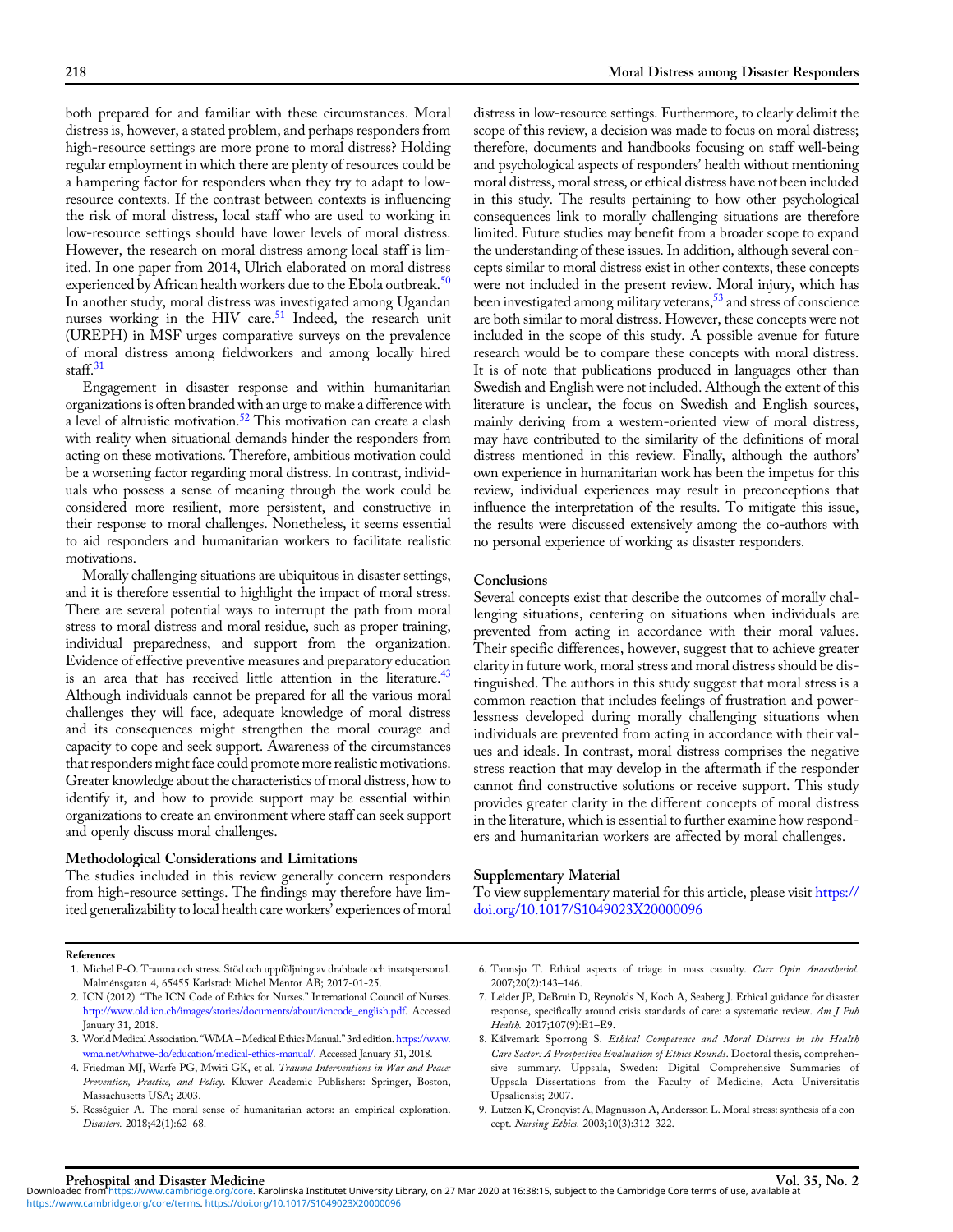both prepared for and familiar with these circumstances. Moral distress is, however, a stated problem, and perhaps responders from high-resource settings are more prone to moral distress? Holding regular employment in which there are plenty of resources could be a hampering factor for responders when they try to adapt to low-resource contexts. If the contrast between contexts is influencing the risk of moral distress, local staff who are used to working in low-resource settings should have lower levels of moral distress. However, the research on moral distress among local staff is limited. In one paper from 2014, Ulrich elaborated on moral distress experienced by African health workers due to the Ebola outbreak.[50] In another study, moral distress was investigated among Ugandan nurses working in the HIV care.[51] Indeed, the research unit (UREPH) in MSF urges comparative surveys on the prevalence of moral distress among fieldworkers and among locally hired staff.[31]

Engagement in disaster response and within humanitarian organizations is often branded with an urge to make a difference with a level of altruistic motivation.[52] This motivation can create a clash with reality when situational demands hinder the responders from acting on these motivations. Therefore, ambitious motivation could be a worsening factor regarding moral distress. In contrast, individuals who possess a sense of meaning through the work could be considered more resilient, more persistent, and constructive in their response to moral challenges. Nonetheless, it seems essential to aid responders and humanitarian workers to facilitate realistic motivations.

Morally challenging situations are ubiquitous in disaster settings, and it is therefore essential to highlight the impact of moral stress. There are several potential ways to interrupt the path from moral stress to moral distress and moral residue, such as proper training, individual preparedness, and support from the organization. Evidence of effective preventive measures and preparatory education is an area that has received little attention in the literature.[43] Although individuals cannot be prepared for all the various moral challenges they will face, adequate knowledge of moral distress and its consequences might strengthen the moral courage and capacity to cope and seek support. Awareness of the circumstances that responders might face could promote more realistic motivations. Greater knowledge about the characteristics of moral distress, how to identify it, and how to provide support may be essential within organizations to create an environment where staff can seek support and openly discuss moral challenges.

## Methodological Considerations and Limitations

The studies included in this review generally concern responders from high-resource settings. The findings may therefore have limited generalizability to local health care workers' experiences of moral distress in low-resource settings. Furthermore, to clearly delimit the scope of this review, a decision was made to focus on moral distress; therefore, documents and handbooks focusing on staff well-being and psychological aspects of responders' health without mentioning moral distress, moral stress, or ethical distress have not been included in this study. The results pertaining to how other psychological consequences link to morally challenging situations are therefore limited. Future studies may benefit from a broader scope to expand the understanding of these issues. In addition, although several concepts similar to moral distress exist in other contexts, these concepts were not included in the present review. Moral injury, which has been investigated among military veterans,[53] and stress of conscience are both similar to moral distress. However, these concepts were not included in the scope of this study. A possible avenue for future research would be to compare these concepts with moral distress. It is of note that publications produced in languages other than Swedish and English were not included. Although the extent of this literature is unclear, the focus on Swedish and English sources, mainly deriving from a western-oriented view of moral distress, may have contributed to the similarity of the definitions of moral distress mentioned in this review. Finally, although the authors' own experience in humanitarian work has been the impetus for this review, individual experiences may result in preconceptions that influence the interpretation of the results. To mitigate this issue, the results were discussed extensively among the co-authors with no personal experience of working as disaster responders.

## Conclusions

Several concepts exist that describe the outcomes of morally challenging situations, centering on situations when individuals are prevented from acting in accordance with their moral values. Their specific differences, however, suggest that to achieve greater clarity in future work, moral stress and moral distress should be distinguished. The authors in this study suggest that moral stress is a common reaction that includes feelings of frustration and powerlessness developed during morally challenging situations when individuals are prevented from acting in accordance with their values and ideals. In contrast, moral distress comprises the negative stress reaction that may develop in the aftermath if the responder cannot find constructive solutions or receive support. This study provides greater clarity in the different concepts of moral distress in the literature, which is essential to further examine how responders and humanitarian workers are affected by moral challenges.

## Supplementary Material

To view supplementary material for this article, please visit https://doi.org/10.1017/S1049023X20000096

## References

1. Michel P-O. Trauma och stress. Stöd och uppföljning av drabbade och insatspersonal. Malméngsatan 4, 65455 Karlstad: Michel Mentor AB; 2017-01-25.
2. ICN (2012). "The ICN Code of Ethics for Nurses." International Council of Nurses. http://www.old.icn.ch/images/stories/documents/about/icncode_english.pdf. Accessed January 31, 2018.
3. World Medical Association. "WMA – Medical Ethics Manual." 3rd edition. https://www.wma.net/whatwe-do/education/medical-ethics-manual/. Accessed January 31, 2018.
4. Friedman MJ, Warfe PG, Mwiti GK, et al. *Trauma Interventions in War and Peace: Prevention, Practice, and Policy*. Kluwer Academic Publishers: Springer, Boston, Massachusetts USA; 2003.
5. Rességuier A. The moral sense of humanitarian actors: an empirical exploration. *Disasters.* 2018;42(1):62–68.
6. Tannsjo T. Ethical aspects of triage in mass casualty. *Curr Opin Anaesthesiol.* 2007;20(2):143–146.
7. Leider JP, DeBruin D, Reynolds N, Koch A, Seaberg J. Ethical guidance for disaster response, specifically around crisis standards of care: a systematic review. *Am J Pub Health.* 2017;107(9):E1–E9.
8. Kälvemark Sporrong S. *Ethical Competence and Moral Distress in the Health Care Sector: A Prospective Evaluation of Ethics Rounds*. Doctoral thesis, comprehensive summary. Uppsala, Sweden: Digital Comprehensive Summaries of Uppsala Dissertations from the Faculty of Medicine, Acta Universitatis Upsaliensis; 2007.
9. Lutzen K, Cronqvist A, Magnusson A, Andersson L. Moral stress: synthesis of a concept. *Nursing Ethics.* 2003;10(3):312–322.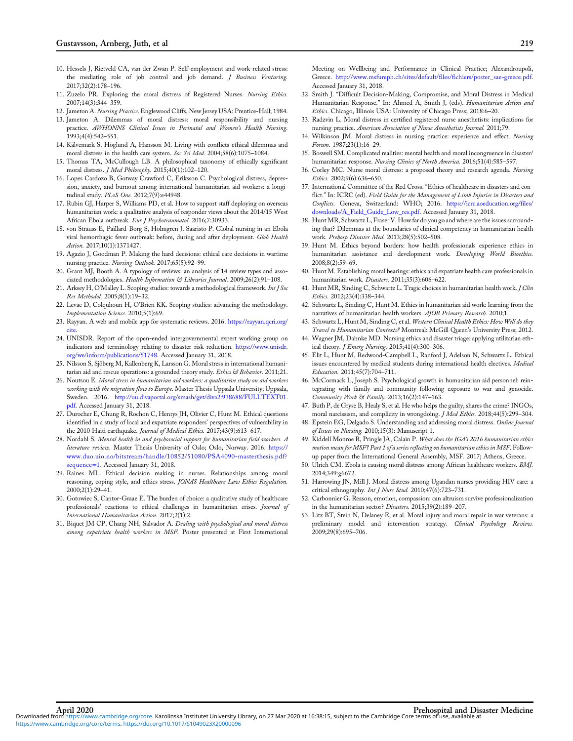10. Hessels J, Rietveld CA, van der Zwan P. Self-employment and work-related stress: the mediating role of job control and job demand. *J Business Venturing.* 2017;32(2):178–196.
11. Zuzelo PR. Exploring the moral distress of Registered Nurses. *Nursing Ethics.* 2007;14(3):344–359.
12. Jameton A. *Nursing Practice*. Englewood Cliffs, New Jersey USA: Prentice-Hall; 1984.
13. Jameton A. Dilemmas of moral distress: moral responsibility and nursing practice. *AWHONNS Clinical Issues in Perinatal and Women's Health Nursing.* 1993;4(4):542–551.
14. Kälvemark S, Höglund A, Hansson M. Living with conflicts-ethical dilemmas and moral distress in the health care system. *Soc Sci Med.* 2004;58(6):1075–1084.
15. Thomas TA, McCullough LB. A philosophical taxonomy of ethically significant moral distress. *J Med Philosophy.* 2015;40(1):102–120.
16. Lopes Cardozo B, Gotway Crawford C, Eriksson C. Psychological distress, depression, anxiety, and burnout among international humanitarian aid workers: a longitudinal study. *PLoS One.* 2012;7(9):e44948.
17. Rubin GJ, Harper S, Williams PD, et al. How to support staff deploying on overseas humanitarian work: a qualitative analysis of responder views about the 2014/15 West African Ebola outbreak. *Eur J Psychotraumatol.* 2016;7:30933.
18. von Strauss E, Paillard-Borg S, Holmgren J, Saaristo P. Global nursing in an Ebola viral hemorrhagic fever outbreak: before, during and after deployment. *Glob Health Action.* 2017;10(1):1371427.
19. Agazio J, Goodman P. Making the hard decisions: ethical care decisions in wartime nursing practice. *Nursing Outlook.* 2017;65(5):92–99.
20. Grant MJ, Booth A. A typology of reviews: an analysis of 14 review types and associated methodologies. *Health Information & Libraries Journal.* 2009;26(2):91–108.
21. Arksey H, O'Malley L. Scoping studies: towards a methodological framework. *Int J Soc Res Methodol.* 2005;8(1):19–32.
22. Levac D, Colquhoun H, O'Brien KK. Scoping studies: advancing the methodology. *Implementation Science.* 2010;5(1):69.
23. Rayyan. A web and mobile app for systematic reviews. 2016. https://rayyan.qcri.org/cite.
24. UNISDR. Report of the open-ended intergovernmental expert working group on indicators and terminology relating to disaster risk reduction. https://www.unisdr.org/we/inform/publications/51748. Accessed January 31, 2018.
25. Nilsson S, Sjöberg M, Kallenberg K, Larsson G. Moral stress in international humanitarian aid and rescue operations: a grounded theory study. *Ethics & Behavior.* 2011;21.
26. Noutsou E. *Moral stress in humanitarian aid workers: a qualitative study on aid workers working with the migration flow to Europe*. Master Thesis Uppsala University; Uppsala, Sweden. 2016. http://uu.divaportal.org/smash/get/diva2:938688/FULLTEXT01.pdf. Accessed January 31, 2018.
27. Durocher E, Chung R, Rochon C, Henrys JH, Olivier C, Hunt M. Ethical questions identified in a study of local and expatriate responders' perspectives of vulnerability in the 2010 Haiti earthquake. *Journal of Medical Ethics.* 2017;43(9):613–617.
28. Nordahl S. *Mental health in and psychosocial support for humanitarian field workers. A literature review*. Master Thesis University of Oslo; Oslo, Norway. 2016. https://www.duo.uio.no/bitstream/handle/10852/51080/PSA4090-masterthesis.pdf?sequence=1. Accessed January 31, 2018.
29. Raines ML. Ethical decision making in nurses. Relationships among moral reasoning, coping style, and ethics stress. *JONAS Healthcare Law Ethics Regulation.* 2000;2(1):29–41.
30. Gotowiec S, Cantor-Graae E. The burden of choice: a qualitative study of healthcare professionals' reactions to ethical challenges in humanitarian crises. *Journal of International Humanitarian Action.* 2017;2(1):2.
31. Biquet JM CP, Chang NH, Salvador A. *Dealing with psychological and moral distress among expatriate health workers in MSF.* Poster presented at First International Meeting on Wellbeing and Performance in Clinical Practice; Alexandroupoli, Greece. http://www.msfureph.ch/sites/default/files/fichiers/poster_sae-greece.pdf. Accessed January 31, 2018.
32. Smith J. "Difficult Decision-Making, Compromise, and Moral Distress in Medical Humanitarian Response." In: Ahmed A, Smith J, (eds). *Humanitarian Action and Ethics*. Chicago, Illinois USA: University of Chicago Press; 2018:6–20.
33. Radzvin L. Moral distress in certified registered nurse anesthetists: implications for nursing practice. *American Association of Nurse Anesthetists Journal.* 2011;79.
34. Wilkinson JM. Moral distress in nursing practice: experience and effect. *Nursing Forum.* 1987;23(1):16–29.
35. Boswell SM. Complicated realities: mental health and moral incongruence in disaster/humanitarian response. *Nursing Clinics of North America.* 2016;51(4):585–597.
36. Corley MC. Nurse moral distress: a proposed theory and research agenda. *Nursing Ethics.* 2002;9(6):636–650.
37. International Committee of the Red Cross. "Ethics of healthcare in disasters and conflict." In: ICRC (ed). *Field Guide for the Management of Limb Injuries in Disasters and Conflicts*. Geneva, Switzerland: WHO; 2016. https://icrc.aoeducation.org/files/downloads/A_Field_Guide_Low_res.pdf. Accessed January 31, 2018.
38. Hunt MR, Schwartz L, Fraser V. How far do you go and where are the issues surrounding that? Dilemmas at the boundaries of clinical competency in humanitarian health work. *Prehosp Disaster Med.* 2013;28(5):502–508.
39. Hunt M. Ethics beyond borders: how health professionals experience ethics in humanitarian assistance and development work. *Developing World Bioethics.* 2008;8(2):59–69.
40. Hunt M. Establishing moral bearings: ethics and expatriate health care professionals in humanitarian work. *Disasters.* 2011;35(3):606–622.
41. Hunt MR, Sinding C, Schwartz L. Tragic choices in humanitarian health work. *J Clin Ethics.* 2012;23(4):338–344.
42. Schwartz L, Sinding C, Hunt M. Ethics in humanitarian aid work: learning from the narratives of humanitarian health workers. *AJOB Primary Research.* 2010;1.
43. Schwartz L, Hunt M, Sinding C, et al. *Western Clinical Health Ethics: How Well do they Travel to Humanitarian Contexts?* Montreal: McGill Queen's University Press; 2012.
44. Wagner JM, Dahnke MD. Nursing ethics and disaster triage: applying utilitarian ethical theory. *J Emerg Nursing.* 2015;41(4):300–306.
45. Elit L, Hunt M, Redwood-Campbell L, Ranford J, Adelson N, Schwartz L. Ethical issues encountered by medical students during international health electives. *Medical Education.* 2011;45(7):704–711.
46. McCormack L, Joseph S. Psychological growth in humanitarian aid personnel: reintegrating with family and community following exposure to war and genocide. *Community Work & Family.* 2013;16(2):147–163.
47. Buth P, de Gryse B, Healy S, et al. He who helps the guilty, shares the crime? INGOs, moral narcissism, and complicity in wrongdoing. *J Med Ethics.* 2018;44(5):299–304.
48. Epstein EG, Delgado S. Understanding and addressing moral distress. *Online Journal of Issues in Nursing.* 2010;15(3): Manuscript 1.
49. Kiddell Monroe R, Pringle JA, Calain P. *What does the IGA's 2016 humanitarian ethics motion mean for MSF? Part 1 of a series reflecting on humanitarian ethics in MSF*. Follow-up paper from the International General Assembly, MSF. 2017; Athens, Greece.
50. Ulrich CM. Ebola is causing moral distress among African healthcare workers. *BMJ.* 2014;349:g6672.
51. Harrowing JN, Mill J. Moral distress among Ugandan nurses providing HIV care: a critical ethnography. *Int J Nurs Stud.* 2010;47(6):723–731.
52. Carbonnier G. Reason, emotion, compassion: can altruism survive professionalization in the humanitarian sector? *Disasters.* 2015;39(2):189–207.
53. Litz BT, Stein N, Delaney E, et al. Moral injury and moral repair in war veterans: a preliminary model and intervention strategy. *Clinical Psychology Review.* 2009;29(8):695–706.